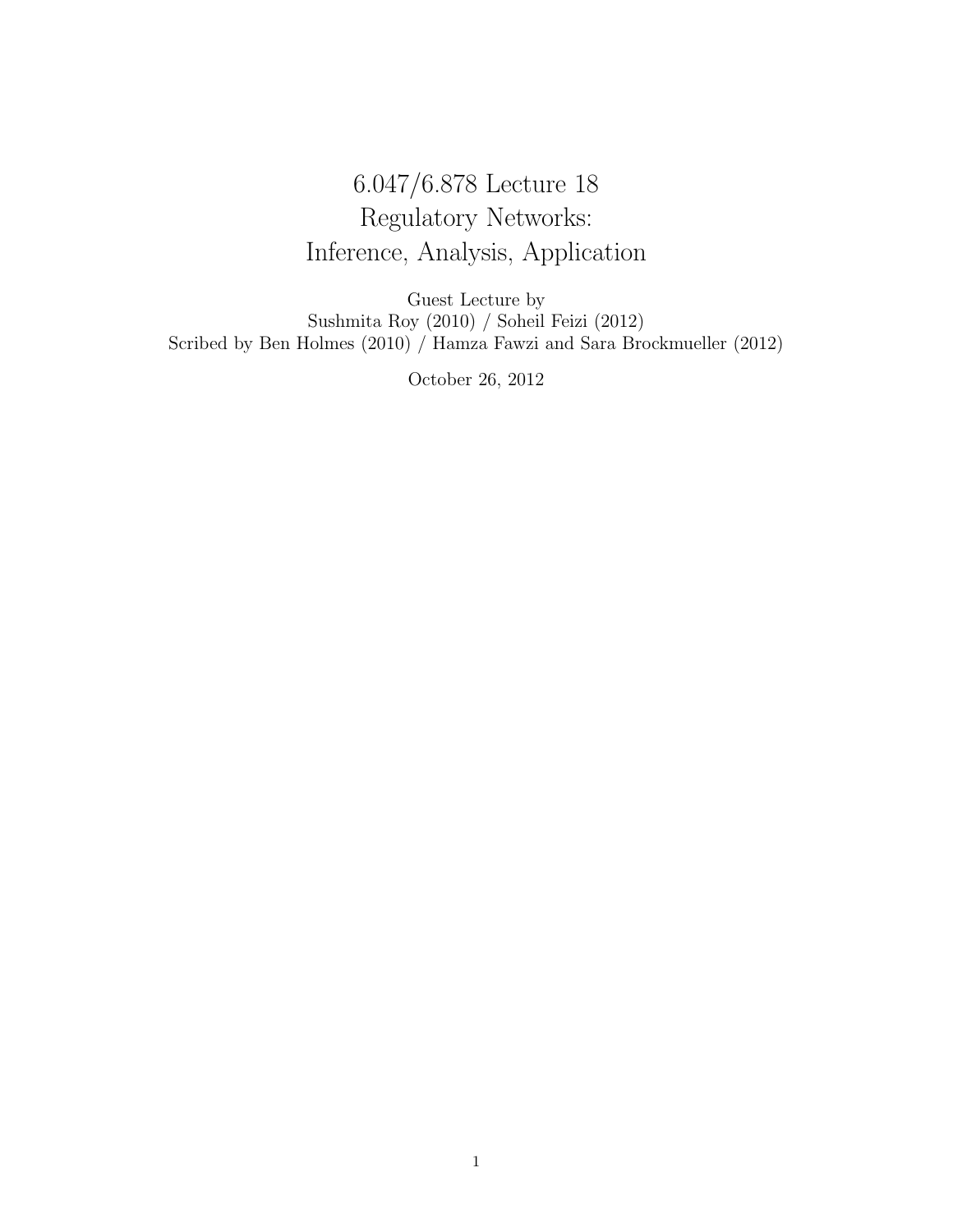# 6.047/6.878 Lecture 18
# Regulatory Networks: Inference, Analysis, Application

Guest Lecture by
Sushmita Roy (2010) / Soheil Feizi (2012)
Scribed by Ben Holmes (2010) / Hamza Fawzi and Sara Brockmueller (2012)

October 26, 2012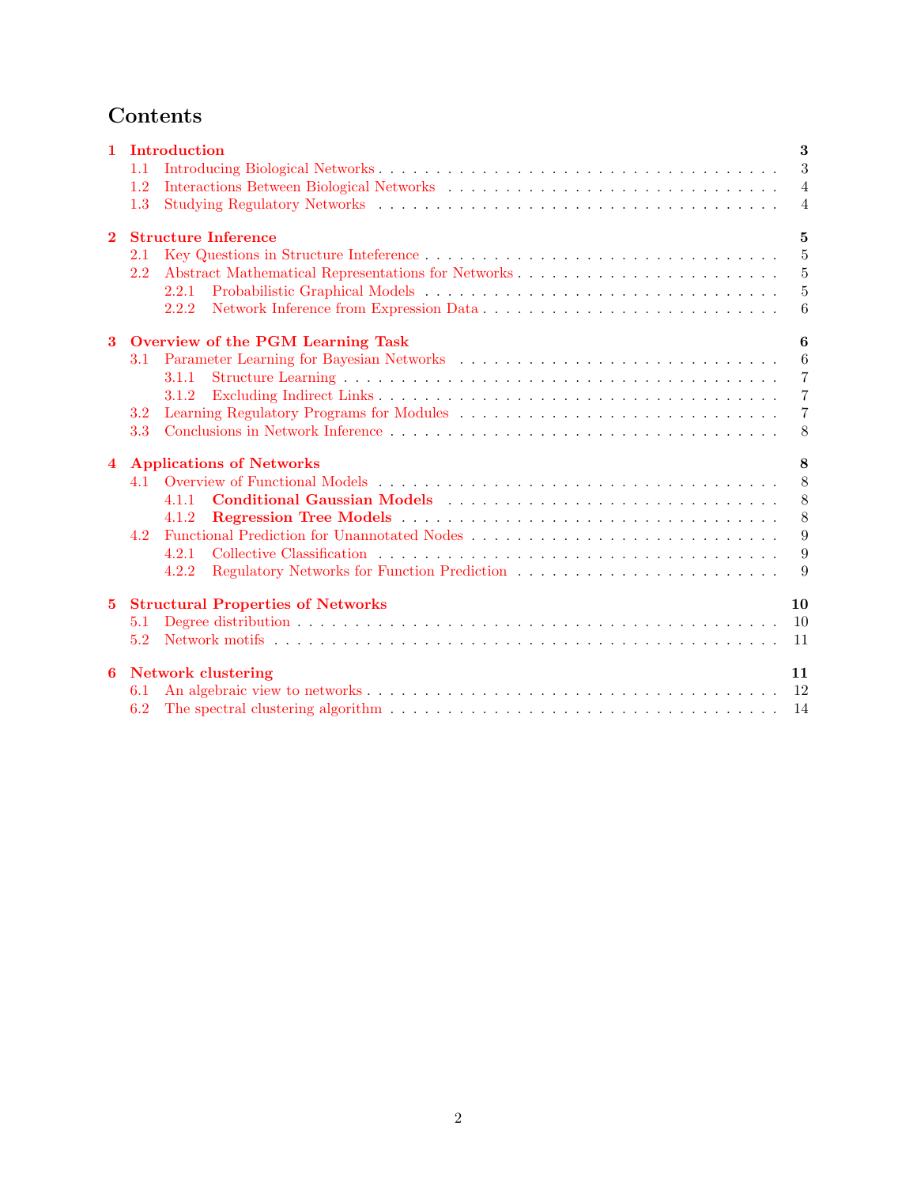# Contents

**1 Introduction** — 3
- 1.1 Introducing Biological Networks — 3
- 1.2 Interactions Between Biological Networks — 4
- 1.3 Studying Regulatory Networks — 4

**2 Structure Inference** — 5
- 2.1 Key Questions in Structure Inteference — 5
- 2.2 Abstract Mathematical Representations for Networks — 5
  - 2.2.1 Probabilistic Graphical Models — 5
  - 2.2.2 Network Inference from Expression Data — 6

**3 Overview of the PGM Learning Task** — 6
- 3.1 Parameter Learning for Bayesian Networks — 6
  - 3.1.1 Structure Learning — 7
  - 3.1.2 Excluding Indirect Links — 7
- 3.2 Learning Regulatory Programs for Modules — 7
- 3.3 Conclusions in Network Inference — 8

**4 Applications of Networks** — 8
- 4.1 Overview of Functional Models — 8
  - 4.1.1 **Conditional Gaussian Models** — 8
  - 4.1.2 **Regression Tree Models** — 8
- 4.2 Functional Prediction for Unannotated Nodes — 9
  - 4.2.1 Collective Classification — 9
  - 4.2.2 Regulatory Networks for Function Prediction — 9

**5 Structural Properties of Networks** — 10
- 5.1 Degree distribution — 10
- 5.2 Network motifs — 11

**6 Network clustering** — 11
- 6.1 An algebraic view to networks — 12
- 6.2 The spectral clustering algorithm — 14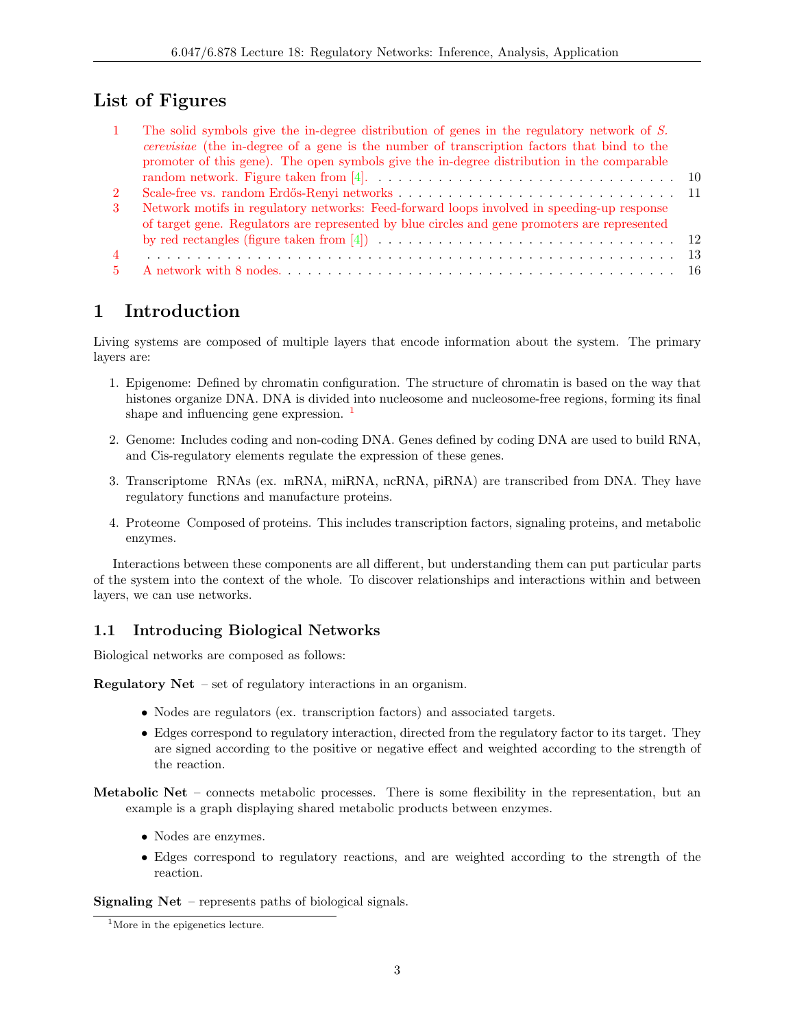## List of Figures

1. The solid symbols give the in-degree distribution of genes in the regulatory network of *S. cerevisiae* (the in-degree of a gene is the number of transcription factors that bind to the promoter of this gene). The open symbols give the in-degree distribution in the comparable random network. Figure taken from [4]. . . . 10
2. Scale-free vs. random Erdős-Renyi networks . . . . 11
3. Network motifs in regulatory networks: Feed-forward loops involved in speeding-up response of target gene. Regulators are represented by blue circles and gene promoters are represented by red rectangles (figure taken from [4]) . . . . 12
4. . . . . 13
5. A network with 8 nodes. . . . . 16

# 1 Introduction

Living systems are composed of multiple layers that encode information about the system. The primary layers are:

1. Epigenome: Defined by chromatin configuration. The structure of chromatin is based on the way that histones organize DNA. DNA is divided into nucleosome and nucleosome-free regions, forming its final shape and influencing gene expression. [1]
2. Genome: Includes coding and non-coding DNA. Genes defined by coding DNA are used to build RNA, and Cis-regulatory elements regulate the expression of these genes.
3. Transcriptome RNAs (ex. mRNA, miRNA, ncRNA, piRNA) are transcribed from DNA. They have regulatory functions and manufacture proteins.
4. Proteome Composed of proteins. This includes transcription factors, signaling proteins, and metabolic enzymes.

Interactions between these components are all different, but understanding them can put particular parts of the system into the context of the whole. To discover relationships and interactions within and between layers, we can use networks.

## 1.1 Introducing Biological Networks

Biological networks are composed as follows:

**Regulatory Net** – set of regulatory interactions in an organism.

- Nodes are regulators (ex. transcription factors) and associated targets.
- Edges correspond to regulatory interaction, directed from the regulatory factor to its target. They are signed according to the positive or negative effect and weighted according to the strength of the reaction.

**Metabolic Net** – connects metabolic processes. There is some flexibility in the representation, but an example is a graph displaying shared metabolic products between enzymes.

- Nodes are enzymes.
- Edges correspond to regulatory reactions, and are weighted according to the strength of the reaction.

**Signaling Net** – represents paths of biological signals.

[1] More in the epigenetics lecture.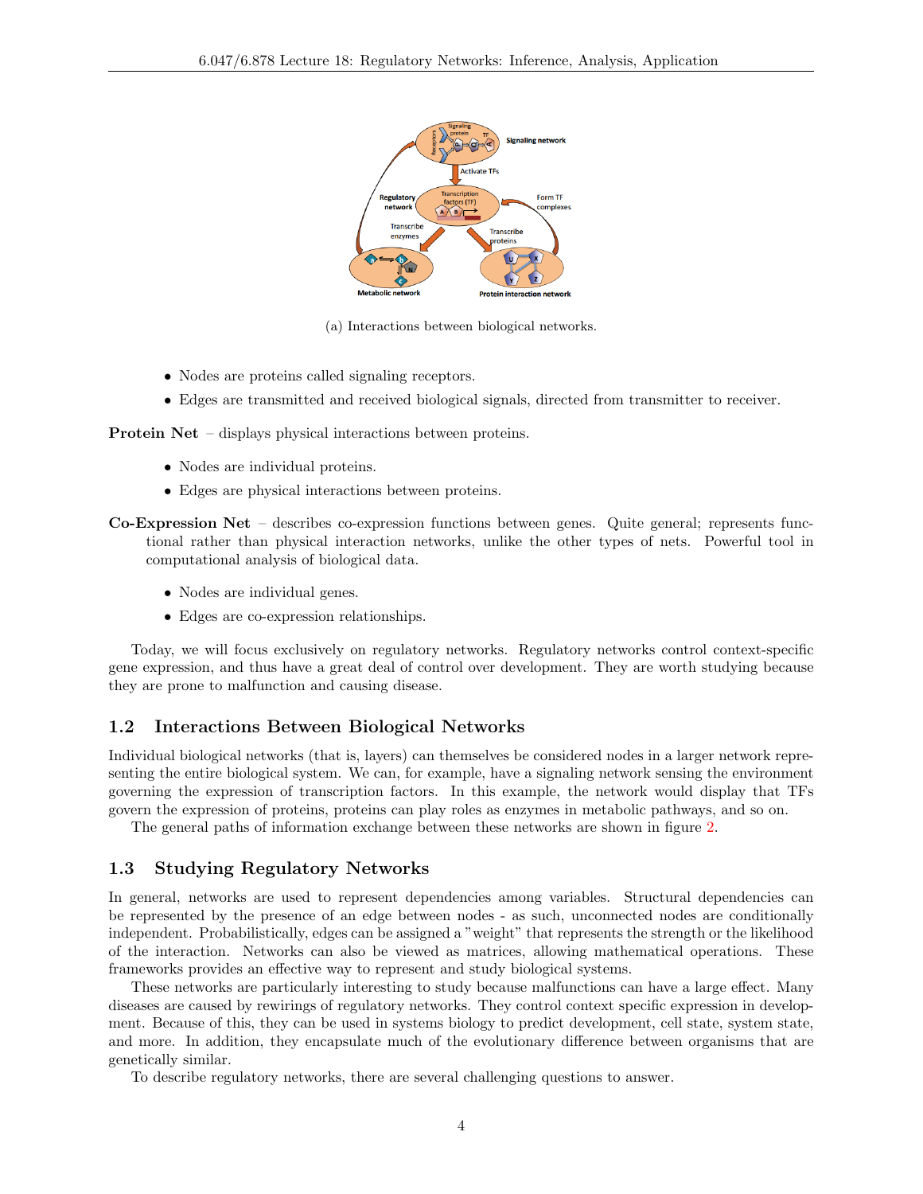(a) Interactions between biological networks.

- Nodes are proteins called signaling receptors.
- Edges are transmitted and received biological signals, directed from transmitter to receiver.

**Protein Net** – displays physical interactions between proteins.

- Nodes are individual proteins.
- Edges are physical interactions between proteins.

**Co-Expression Net** – describes co-expression functions between genes. Quite general; represents functional rather than physical interaction networks, unlike the other types of nets. Powerful tool in computational analysis of biological data.

- Nodes are individual genes.
- Edges are co-expression relationships.

Today, we will focus exclusively on regulatory networks. Regulatory networks control context-specific gene expression, and thus have a great deal of control over development. They are worth studying because they are prone to malfunction and causing disease.

## 1.2 Interactions Between Biological Networks

Individual biological networks (that is, layers) can themselves be considered nodes in a larger network representing the entire biological system. We can, for example, have a signaling network sensing the environment governing the expression of transcription factors. In this example, the network would display that TFs govern the expression of proteins, proteins can play roles as enzymes in metabolic pathways, and so on.

The general paths of information exchange between these networks are shown in figure 2.

## 1.3 Studying Regulatory Networks

In general, networks are used to represent dependencies among variables. Structural dependencies can be represented by the presence of an edge between nodes - as such, unconnected nodes are conditionally independent. Probabilistically, edges can be assigned a "weight" that represents the strength or the likelihood of the interaction. Networks can also be viewed as matrices, allowing mathematical operations. These frameworks provides an effective way to represent and study biological systems.

These networks are particularly interesting to study because malfunctions can have a large effect. Many diseases are caused by rewirings of regulatory networks. They control context specific expression in development. Because of this, they can be used in systems biology to predict development, cell state, system state, and more. In addition, they encapsulate much of the evolutionary difference between organisms that are genetically similar.

To describe regulatory networks, there are several challenging questions to answer.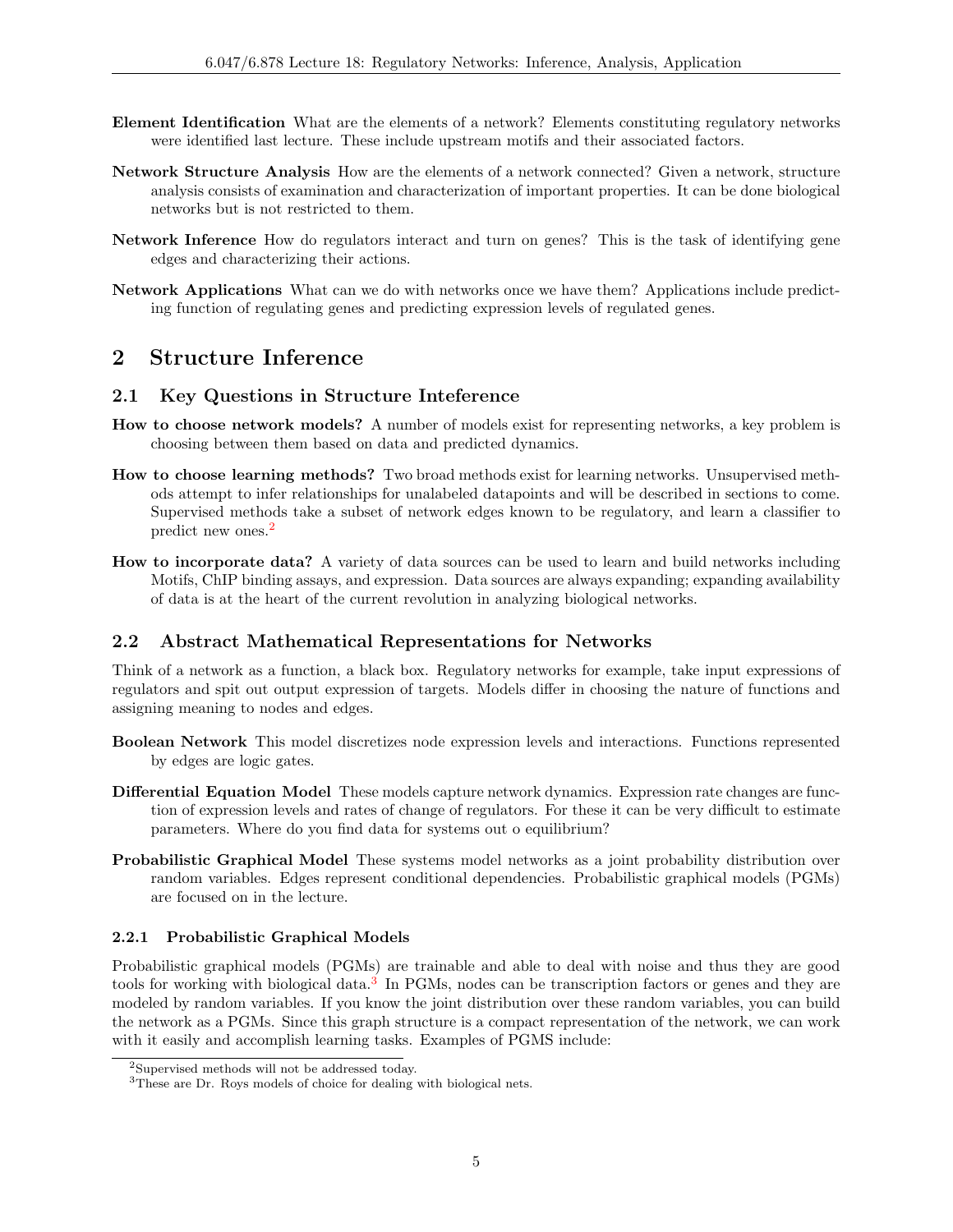**Element Identification** What are the elements of a network? Elements constituting regulatory networks were identified last lecture. These include upstream motifs and their associated factors.

**Network Structure Analysis** How are the elements of a network connected? Given a network, structure analysis consists of examination and characterization of important properties. It can be done biological networks but is not restricted to them.

**Network Inference** How do regulators interact and turn on genes? This is the task of identifying gene edges and characterizing their actions.

**Network Applications** What can we do with networks once we have them? Applications include predicting function of regulating genes and predicting expression levels of regulated genes.

# 2 Structure Inference

## 2.1 Key Questions in Structure Inteference

**How to choose network models?** A number of models exist for representing networks, a key problem is choosing between them based on data and predicted dynamics.

**How to choose learning methods?** Two broad methods exist for learning networks. Unsupervised methods attempt to infer relationships for unalabeled datapoints and will be described in sections to come. Supervised methods take a subset of network edges known to be regulatory, and learn a classifier to predict new ones.[2]

**How to incorporate data?** A variety of data sources can be used to learn and build networks including Motifs, ChIP binding assays, and expression. Data sources are always expanding; expanding availability of data is at the heart of the current revolution in analyzing biological networks.

## 2.2 Abstract Mathematical Representations for Networks

Think of a network as a function, a black box. Regulatory networks for example, take input expressions of regulators and spit out output expression of targets. Models differ in choosing the nature of functions and assigning meaning to nodes and edges.

**Boolean Network** This model discretizes node expression levels and interactions. Functions represented by edges are logic gates.

**Differential Equation Model** These models capture network dynamics. Expression rate changes are function of expression levels and rates of change of regulators. For these it can be very difficult to estimate parameters. Where do you find data for systems out o equilibrium?

**Probabilistic Graphical Model** These systems model networks as a joint probability distribution over random variables. Edges represent conditional dependencies. Probabilistic graphical models (PGMs) are focused on in the lecture.

### 2.2.1 Probabilistic Graphical Models

Probabilistic graphical models (PGMs) are trainable and able to deal with noise and thus they are good tools for working with biological data.[3] In PGMs, nodes can be transcription factors or genes and they are modeled by random variables. If you know the joint distribution over these random variables, you can build the network as a PGMs. Since this graph structure is a compact representation of the network, we can work with it easily and accomplish learning tasks. Examples of PGMS include:

[2]Supervised methods will not be addressed today.

[3]These are Dr. Roys models of choice for dealing with biological nets.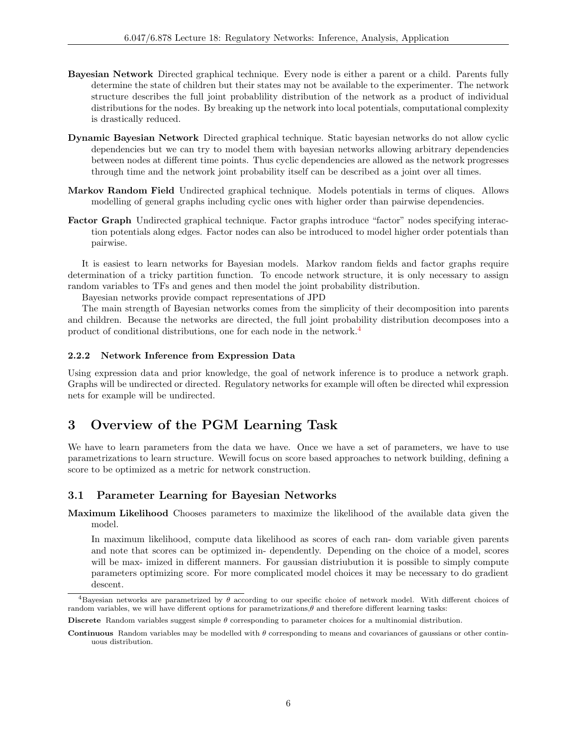**Bayesian Network** Directed graphical technique. Every node is either a parent or a child. Parents fully determine the state of children but their states may not be available to the experimenter. The network structure describes the full joint probablility distribution of the network as a product of individual distributions for the nodes. By breaking up the network into local potentials, computational complexity is drastically reduced.

**Dynamic Bayesian Network** Directed graphical technique. Static bayesian networks do not allow cyclic dependencies but we can try to model them with bayesian networks allowing arbitrary dependencies between nodes at different time points. Thus cyclic dependencies are allowed as the network progresses through time and the network joint probability itself can be described as a joint over all times.

**Markov Random Field** Undirected graphical technique. Models potentials in terms of cliques. Allows modelling of general graphs including cyclic ones with higher order than pairwise dependencies.

**Factor Graph** Undirected graphical technique. Factor graphs introduce "factor" nodes specifying interaction potentials along edges. Factor nodes can also be introduced to model higher order potentials than pairwise.

It is easiest to learn networks for Bayesian models. Markov random fields and factor graphs require determination of a tricky partition function. To encode network structure, it is only necessary to assign random variables to TFs and genes and then model the joint probability distribution.

Bayesian networks provide compact representations of JPD

The main strength of Bayesian networks comes from the simplicity of their decomposition into parents and children. Because the networks are directed, the full joint probability distribution decomposes into a product of conditional distributions, one for each node in the network.[4]

#### 2.2.2 Network Inference from Expression Data

Using expression data and prior knowledge, the goal of network inference is to produce a network graph. Graphs will be undirected or directed. Regulatory networks for example will often be directed whil expression nets for example will be undirected.

# 3 Overview of the PGM Learning Task

We have to learn parameters from the data we have. Once we have a set of parameters, we have to use parametrizations to learn structure. Wewill focus on score based approaches to network building, defining a score to be optimized as a metric for network construction.

## 3.1 Parameter Learning for Bayesian Networks

**Maximum Likelihood** Chooses parameters to maximize the likelihood of the available data given the model.

In maximum likelihood, compute data likelihood as scores of each ran- dom variable given parents and note that scores can be optimized in- dependently. Depending on the choice of a model, scores will be max- imized in different manners. For gaussian distriubution it is possible to simply compute parameters optimizing score. For more complicated model choices it may be necessary to do gradient descent.

---

[4] Bayesian networks are parametrized by $\theta$ according to our specific choice of network model. With different choices of random variables, we will have different options for parametrizations,$\theta$ and therefore different learning tasks:

**Discrete** Random variables suggest simple $\theta$ corresponding to parameter choices for a multinomial distribution.

**Continuous** Random variables may be modelled with $\theta$ corresponding to means and covariances of gaussians or other continuous distribution.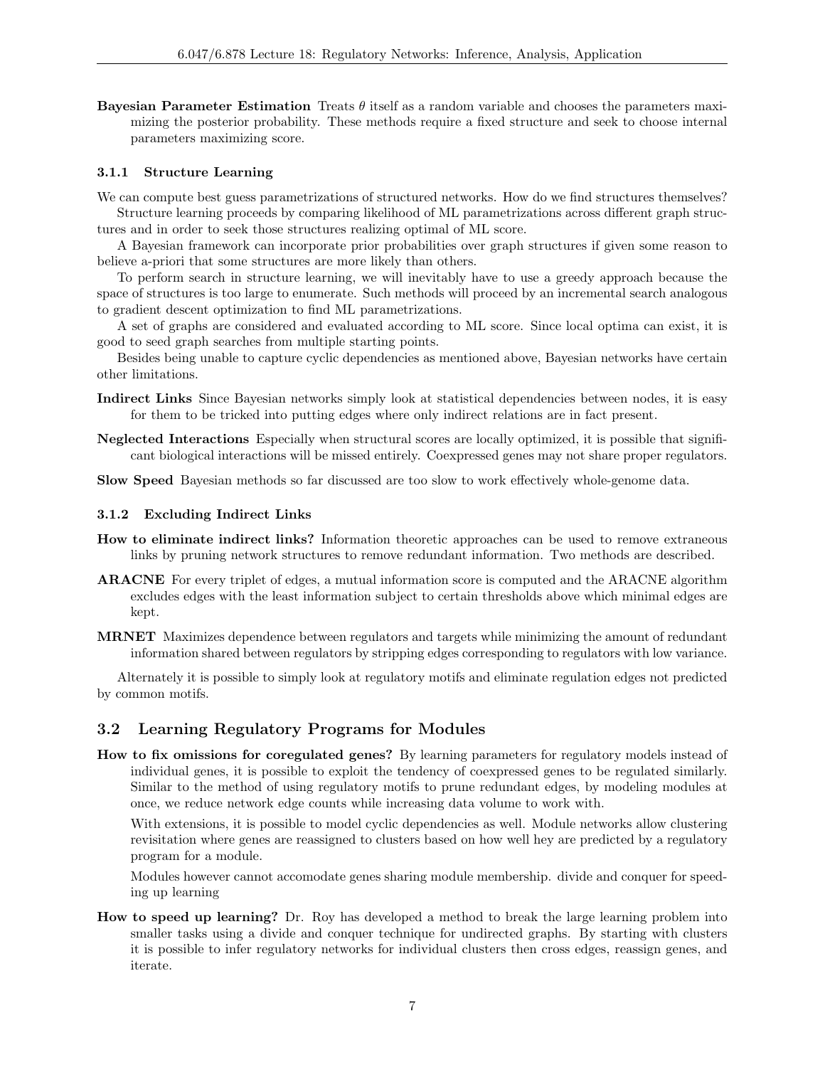**Bayesian Parameter Estimation** Treats $\theta$ itself as a random variable and chooses the parameters maximizing the posterior probability. These methods require a fixed structure and seek to choose internal parameters maximizing score.

#### 3.1.1 Structure Learning

We can compute best guess parametrizations of structured networks. How do we find structures themselves?

Structure learning proceeds by comparing likelihood of ML parametrizations across different graph structures and in order to seek those structures realizing optimal of ML score.

A Bayesian framework can incorporate prior probabilities over graph structures if given some reason to believe a-priori that some structures are more likely than others.

To perform search in structure learning, we will inevitably have to use a greedy approach because the space of structures is too large to enumerate. Such methods will proceed by an incremental search analogous to gradient descent optimization to find ML parametrizations.

A set of graphs are considered and evaluated according to ML score. Since local optima can exist, it is good to seed graph searches from multiple starting points.

Besides being unable to capture cyclic dependencies as mentioned above, Bayesian networks have certain other limitations.

**Indirect Links** Since Bayesian networks simply look at statistical dependencies between nodes, it is easy for them to be tricked into putting edges where only indirect relations are in fact present.

**Neglected Interactions** Especially when structural scores are locally optimized, it is possible that significant biological interactions will be missed entirely. Coexpressed genes may not share proper regulators.

**Slow Speed** Bayesian methods so far discussed are too slow to work effectively whole-genome data.

#### 3.1.2 Excluding Indirect Links

**How to eliminate indirect links?** Information theoretic approaches can be used to remove extraneous links by pruning network structures to remove redundant information. Two methods are described.

**ARACNE** For every triplet of edges, a mutual information score is computed and the ARACNE algorithm excludes edges with the least information subject to certain thresholds above which minimal edges are kept.

**MRNET** Maximizes dependence between regulators and targets while minimizing the amount of redundant information shared between regulators by stripping edges corresponding to regulators with low variance.

Alternately it is possible to simply look at regulatory motifs and eliminate regulation edges not predicted by common motifs.

### 3.2 Learning Regulatory Programs for Modules

**How to fix omissions for coregulated genes?** By learning parameters for regulatory models instead of individual genes, it is possible to exploit the tendency of coexpressed genes to be regulated similarly. Similar to the method of using regulatory motifs to prune redundant edges, by modeling modules at once, we reduce network edge counts while increasing data volume to work with.

With extensions, it is possible to model cyclic dependencies as well. Module networks allow clustering revisitation where genes are reassigned to clusters based on how well hey are predicted by a regulatory program for a module.

Modules however cannot accomodate genes sharing module membership. divide and conquer for speeding up learning

**How to speed up learning?** Dr. Roy has developed a method to break the large learning problem into smaller tasks using a divide and conquer technique for undirected graphs. By starting with clusters it is possible to infer regulatory networks for individual clusters then cross edges, reassign genes, and iterate.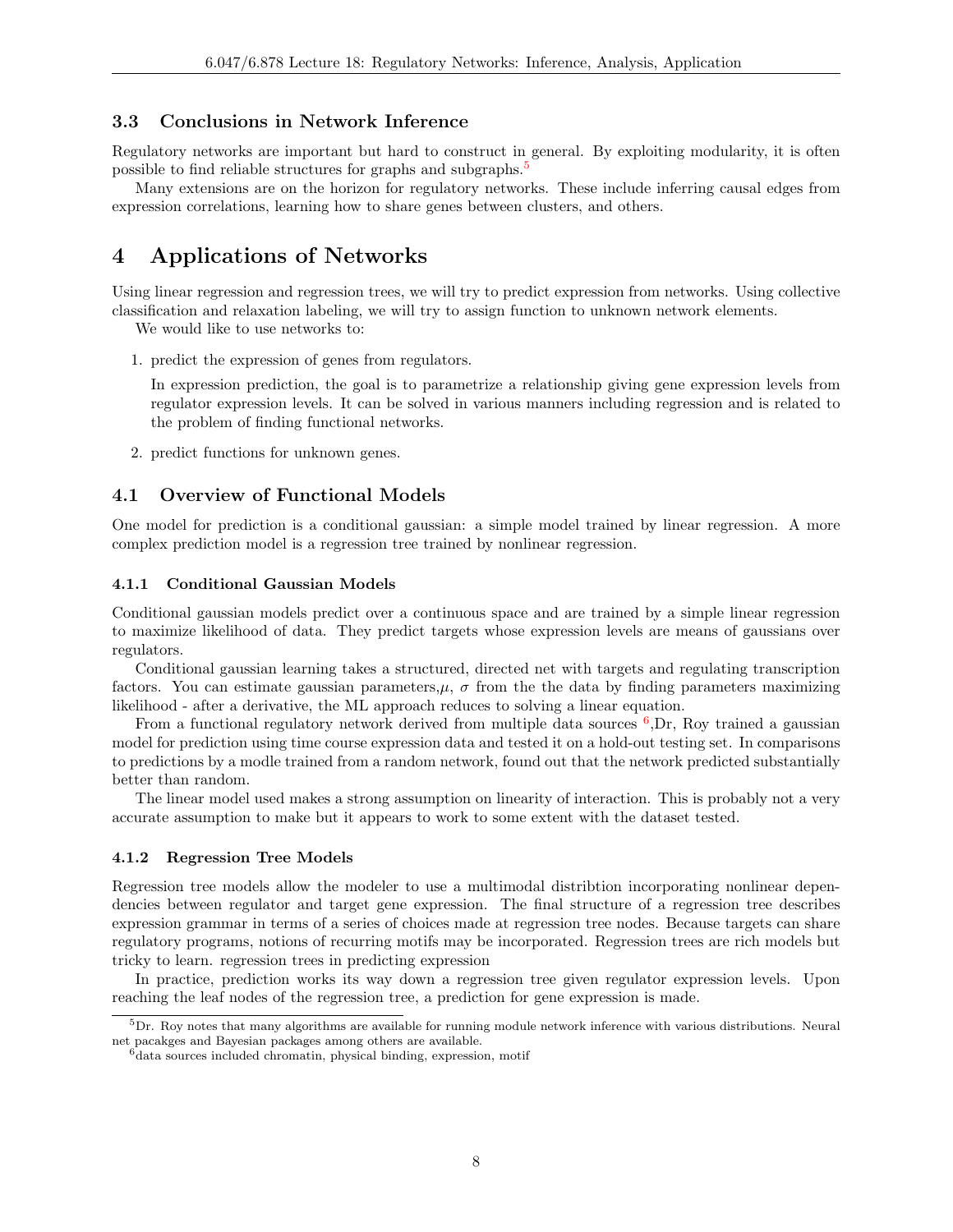### 3.3 Conclusions in Network Inference

Regulatory networks are important but hard to construct in general. By exploiting modularity, it is often possible to find reliable structures for graphs and subgraphs.[5]

Many extensions are on the horizon for regulatory networks. These include inferring causal edges from expression correlations, learning how to share genes between clusters, and others.

# 4 Applications of Networks

Using linear regression and regression trees, we will try to predict expression from networks. Using collective classification and relaxation labeling, we will try to assign function to unknown network elements.

We would like to use networks to:

1. predict the expression of genes from regulators.

   In expression prediction, the goal is to parametrize a relationship giving gene expression levels from regulator expression levels. It can be solved in various manners including regression and is related to the problem of finding functional networks.

2. predict functions for unknown genes.

## 4.1 Overview of Functional Models

One model for prediction is a conditional gaussian: a simple model trained by linear regression. A more complex prediction model is a regression tree trained by nonlinear regression.

### 4.1.1 Conditional Gaussian Models

Conditional gaussian models predict over a continuous space and are trained by a simple linear regression to maximize likelihood of data. They predict targets whose expression levels are means of gaussians over regulators.

Conditional gaussian learning takes a structured, directed net with targets and regulating transcription factors. You can estimate gaussian parameters,$\mu$, $\sigma$ from the the data by finding parameters maximizing likelihood - after a derivative, the ML approach reduces to solving a linear equation.

From a functional regulatory network derived from multiple data sources [6],Dr, Roy trained a gaussian model for prediction using time course expression data and tested it on a hold-out testing set. In comparisons to predictions by a modle trained from a random network, found out that the network predicted substantially better than random.

The linear model used makes a strong assumption on linearity of interaction. This is probably not a very accurate assumption to make but it appears to work to some extent with the dataset tested.

### 4.1.2 Regression Tree Models

Regression tree models allow the modeler to use a multimodal distribtion incorporating nonlinear dependencies between regulator and target gene expression. The final structure of a regression tree describes expression grammar in terms of a series of choices made at regression tree nodes. Because targets can share regulatory programs, notions of recurring motifs may be incorporated. Regression trees are rich models but tricky to learn. regression trees in predicting expression

In practice, prediction works its way down a regression tree given regulator expression levels. Upon reaching the leaf nodes of the regression tree, a prediction for gene expression is made.

---

[5] Dr. Roy notes that many algorithms are available for running module network inference with various distributions. Neural net pacakges and Bayesian packages among others are available.

[6] data sources included chromatin, physical binding, expression, motif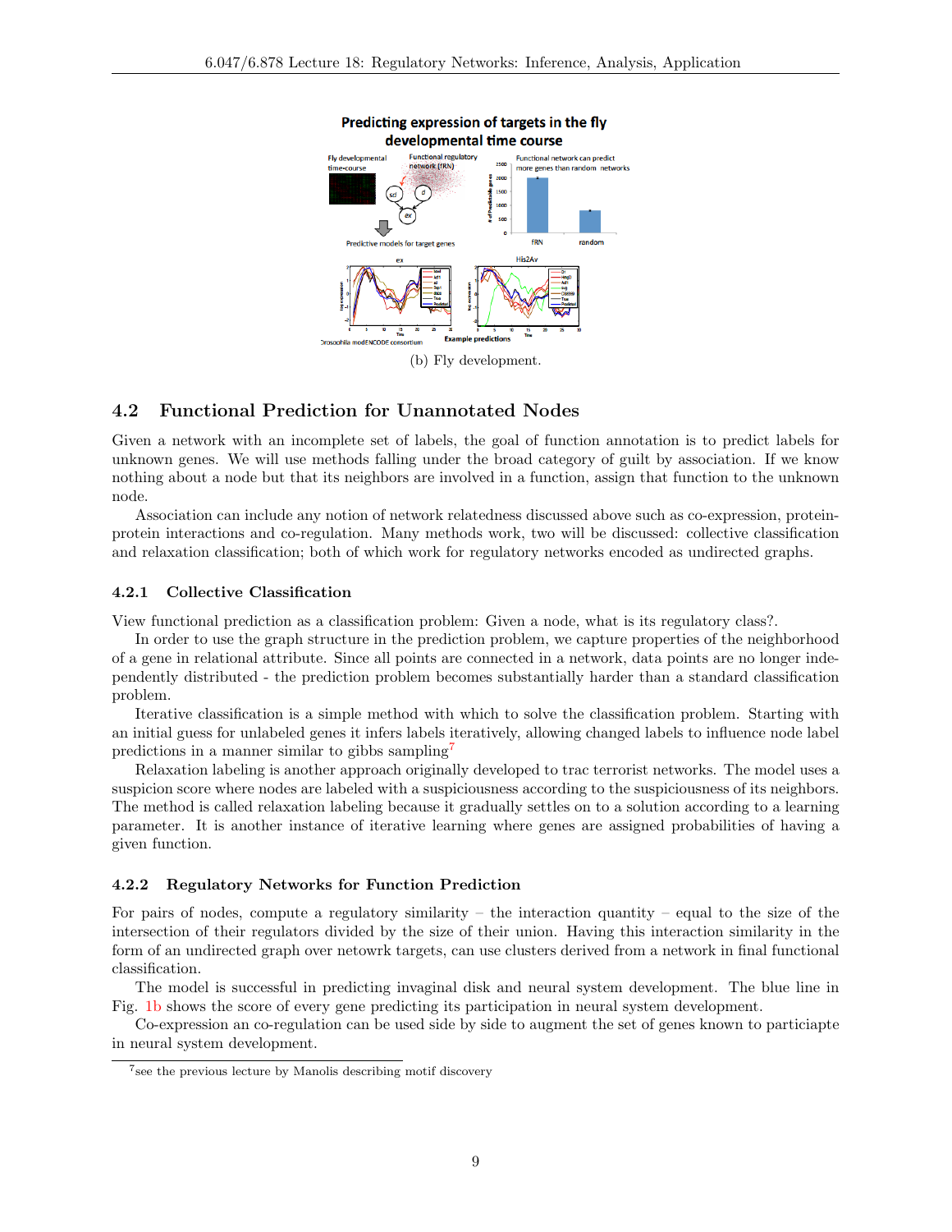Predicting expression of targets in the fly developmental time course

Fly developmental time-course

Functional regulatory network (fRN)

Functional network can predict more genes than random networks

Predictive models for target genes

fRN

random

Example predictions

Drosophila modENCODE consortium

(b) Fly development.

## 4.2 Functional Prediction for Unannotated Nodes

Given a network with an incomplete set of labels, the goal of function annotation is to predict labels for unknown genes. We will use methods falling under the broad category of guilt by association. If we know nothing about a node but that its neighbors are involved in a function, assign that function to the unknown node.

Association can include any notion of network relatedness discussed above such as co-expression, protein-protein interactions and co-regulation. Many methods work, two will be discussed: collective classification and relaxation classification; both of which work for regulatory networks encoded as undirected graphs.

### 4.2.1 Collective Classification

View functional prediction as a classification problem: Given a node, what is its regulatory class?.

In order to use the graph structure in the prediction problem, we capture properties of the neighborhood of a gene in relational attribute. Since all points are connected in a network, data points are no longer independently distributed - the prediction problem becomes substantially harder than a standard classification problem.

Iterative classification is a simple method with which to solve the classification problem. Starting with an initial guess for unlabeled genes it infers labels iteratively, allowing changed labels to influence node label predictions in a manner similar to gibbs sampling[7]

Relaxation labeling is another approach originally developed to trac terrorist networks. The model uses a suspicion score where nodes are labeled with a suspiciousness according to the suspiciousness of its neighbors. The method is called relaxation labeling because it gradually settles on to a solution according to a learning parameter. It is another instance of iterative learning where genes are assigned probabilities of having a given function.

### 4.2.2 Regulatory Networks for Function Prediction

For pairs of nodes, compute a regulatory similarity – the interaction quantity – equal to the size of the intersection of their regulators divided by the size of their union. Having this interaction similarity in the form of an undirected graph over netowrk targets, can use clusters derived from a network in final functional classification.

The model is successful in predicting invaginal disk and neural system development. The blue line in Fig. 1b shows the score of every gene predicting its participation in neural system development.

Co-expression an co-regulation can be used side by side to augment the set of genes known to particiapte in neural system development.

[7] see the previous lecture by Manolis describing motif discovery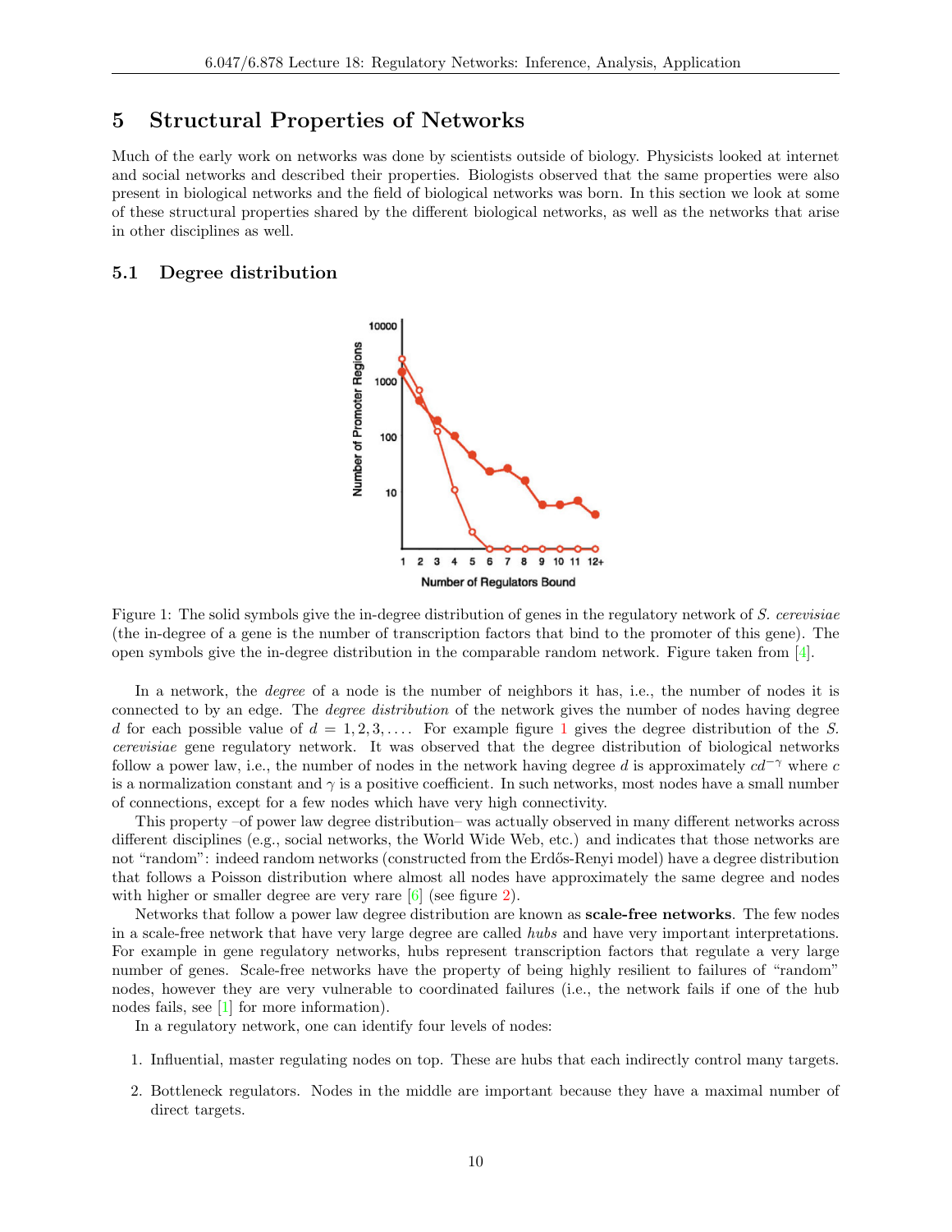## 5 Structural Properties of Networks

Much of the early work on networks was done by scientists outside of biology. Physicists looked at internet and social networks and described their properties. Biologists observed that the same properties were also present in biological networks and the field of biological networks was born. In this section we look at some of these structural properties shared by the different biological networks, as well as the networks that arise in other disciplines as well.

### 5.1 Degree distribution

Number of Promoter Regions

10000

1000

100

10

1 2 3 4 5 6 7 8 9 10 11 12+

Number of Regulators Bound

Figure 1: The solid symbols give the in-degree distribution of genes in the regulatory network of *S. cerevisiae* (the in-degree of a gene is the number of transcription factors that bind to the promoter of this gene). The open symbols give the in-degree distribution in the comparable random network. Figure taken from [4].

In a network, the *degree* of a node is the number of neighbors it has, i.e., the number of nodes it is connected to by an edge. The *degree distribution* of the network gives the number of nodes having degree $d$ for each possible value of $d = 1, 2, 3, \dots$. For example figure 1 gives the degree distribution of the *S. cerevisiae* gene regulatory network. It was observed that the degree distribution of biological networks follow a power law, i.e., the number of nodes in the network having degree $d$ is approximately $cd^{-\gamma}$ where $c$ is a normalization constant and $\gamma$ is a positive coefficient. In such networks, most nodes have a small number of connections, except for a few nodes which have very high connectivity.

This property –of power law degree distribution– was actually observed in many different networks across different disciplines (e.g., social networks, the World Wide Web, etc.) and indicates that those networks are not "random": indeed random networks (constructed from the Erdős-Renyi model) have a degree distribution that follows a Poisson distribution where almost all nodes have approximately the same degree and nodes with higher or smaller degree are very rare [6] (see figure 2).

Networks that follow a power law degree distribution are known as **scale-free networks**. The few nodes in a scale-free network that have very large degree are called *hubs* and have very important interpretations. For example in gene regulatory networks, hubs represent transcription factors that regulate a very large number of genes. Scale-free networks have the property of being highly resilient to failures of "random" nodes, however they are very vulnerable to coordinated failures (i.e., the network fails if one of the hub nodes fails, see [1] for more information).

In a regulatory network, one can identify four levels of nodes:

1. Influential, master regulating nodes on top. These are hubs that each indirectly control many targets.
2. Bottleneck regulators. Nodes in the middle are important because they have a maximal number of direct targets.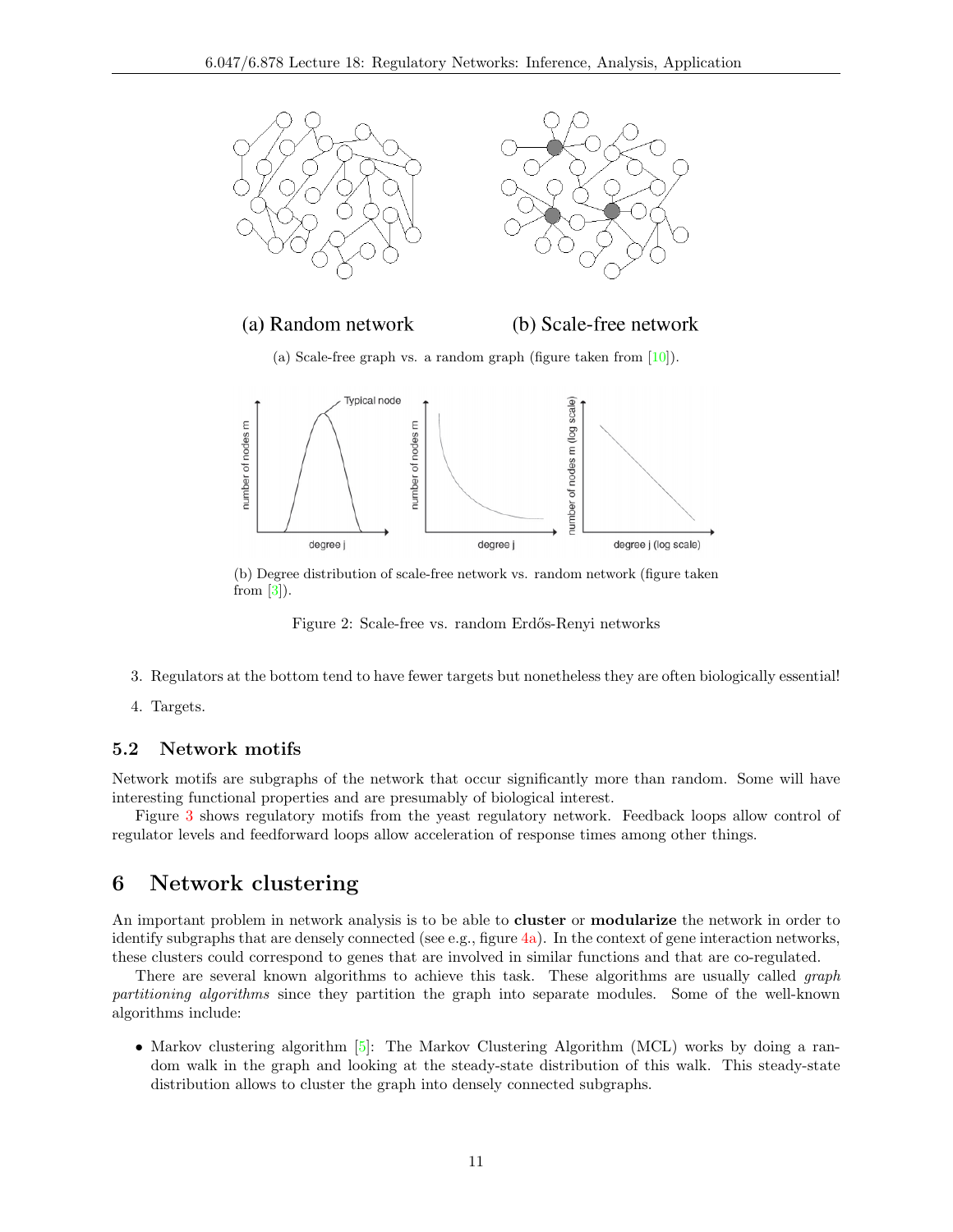(a) Random network

(b) Scale-free network

(a) Scale-free graph vs. a random graph (figure taken from [10]).

(b) Degree distribution of scale-free network vs. random network (figure taken from [3]).

Figure 2: Scale-free vs. random Erdős-Renyi networks

3. Regulators at the bottom tend to have fewer targets but nonetheless they are often biologically essential!

4. Targets.

### 5.2 Network motifs

Network motifs are subgraphs of the network that occur significantly more than random. Some will have interesting functional properties and are presumably of biological interest.

Figure 3 shows regulatory motifs from the yeast regulatory network. Feedback loops allow control of regulator levels and feedforward loops allow acceleration of response times among other things.

## 6 Network clustering

An important problem in network analysis is to be able to **cluster** or **modularize** the network in order to identify subgraphs that are densely connected (see e.g., figure 4a). In the context of gene interaction networks, these clusters could correspond to genes that are involved in similar functions and that are co-regulated.

There are several known algorithms to achieve this task. These algorithms are usually called *graph partitioning algorithms* since they partition the graph into separate modules. Some of the well-known algorithms include:

- Markov clustering algorithm [5]: The Markov Clustering Algorithm (MCL) works by doing a random walk in the graph and looking at the steady-state distribution of this walk. This steady-state distribution allows to cluster the graph into densely connected subgraphs.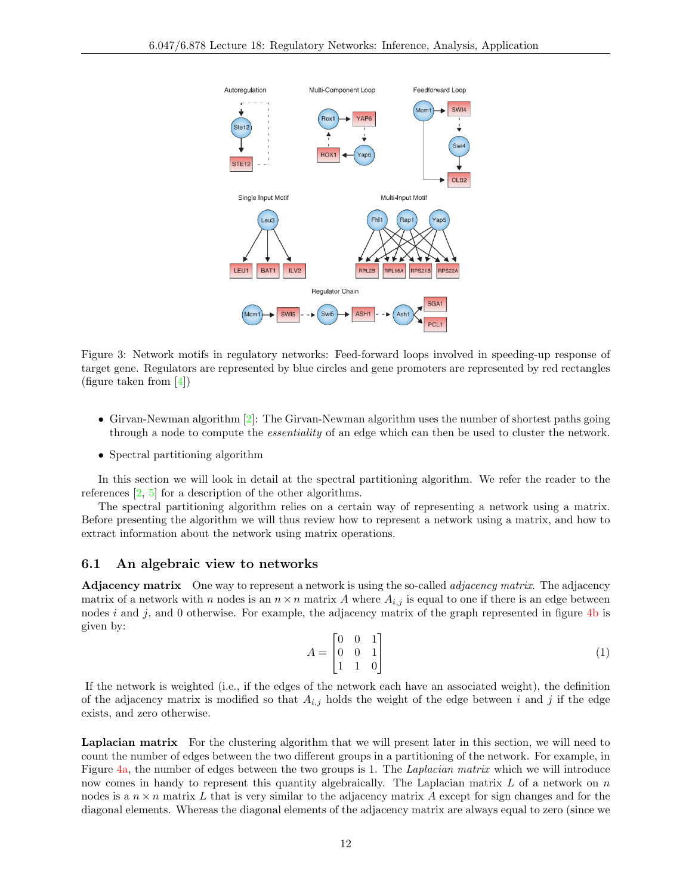Figure 3: Network motifs in regulatory networks: Feed-forward loops involved in speeding-up response of target gene. Regulators are represented by blue circles and gene promoters are represented by red rectangles (figure taken from [4])

- Girvan-Newman algorithm [2]: The Girvan-Newman algorithm uses the number of shortest paths going through a node to compute the *essentiality* of an edge which can then be used to cluster the network.
- Spectral partitioning algorithm

In this section we will look in detail at the spectral partitioning algorithm. We refer the reader to the references [2, 5] for a description of the other algorithms.

The spectral partitioning algorithm relies on a certain way of representing a network using a matrix. Before presenting the algorithm we will thus review how to represent a network using a matrix, and how to extract information about the network using matrix operations.

## 6.1 An algebraic view to networks

**Adjacency matrix** One way to represent a network is using the so-called *adjacency matrix*. The adjacency matrix of a network with $n$ nodes is an $n \times n$ matrix $A$ where $A_{i,j}$ is equal to one if there is an edge between nodes $i$ and $j$, and 0 otherwise. For example, the adjacency matrix of the graph represented in figure 4b is given by:

$$A = \begin{bmatrix} 0 & 0 & 1 \\ 0 & 0 & 1 \\ 1 & 1 & 0 \end{bmatrix} \tag{1}$$

If the network is weighted (i.e., if the edges of the network each have an associated weight), the definition of the adjacency matrix is modified so that $A_{i,j}$ holds the weight of the edge between $i$ and $j$ if the edge exists, and zero otherwise.

**Laplacian matrix** For the clustering algorithm that we will present later in this section, we will need to count the number of edges between the two different groups in a partitioning of the network. For example, in Figure 4a, the number of edges between the two groups is 1. The *Laplacian matrix* which we will introduce now comes in handy to represent this quantity algebraically. The Laplacian matrix $L$ of a network on $n$ nodes is a $n \times n$ matrix $L$ that is very similar to the adjacency matrix $A$ except for sign changes and for the diagonal elements. Whereas the diagonal elements of the adjacency matrix are always equal to zero (since we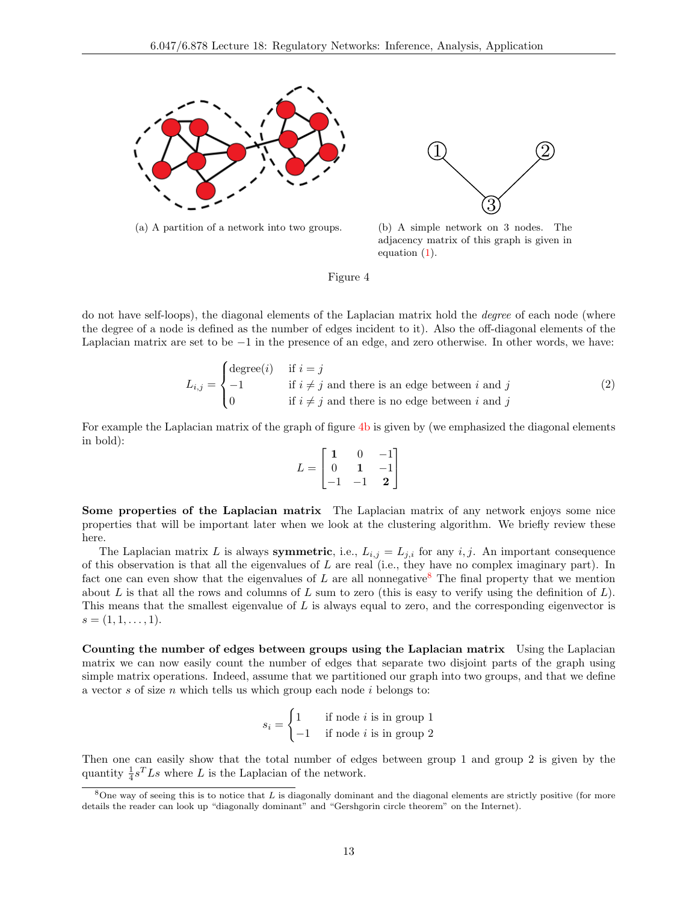(a) A partition of a network into two groups.

(b) A simple network on 3 nodes. The adjacency matrix of this graph is given in equation (1).

Figure 4

do not have self-loops), the diagonal elements of the Laplacian matrix hold the *degree* of each node (where the degree of a node is defined as the number of edges incident to it). Also the off-diagonal elements of the Laplacian matrix are set to be $-1$ in the presence of an edge, and zero otherwise. In other words, we have:

$$L_{i,j} = \begin{cases} \text{degree}(i) & \text{if } i = j \\ -1 & \text{if } i \neq j \text{ and there is an edge between } i \text{ and } j \\ 0 & \text{if } i \neq j \text{ and there is no edge between } i \text{ and } j \end{cases} \tag{2}$$

For example the Laplacian matrix of the graph of figure 4b is given by (we emphasized the diagonal elements in bold):

$$L = \begin{bmatrix} \mathbf{1} & 0 & -1 \\ 0 & \mathbf{1} & -1 \\ -1 & -1 & \mathbf{2} \end{bmatrix}$$

**Some properties of the Laplacian matrix** The Laplacian matrix of any network enjoys some nice properties that will be important later when we look at the clustering algorithm. We briefly review these here.

The Laplacian matrix $L$ is always **symmetric**, i.e., $L_{i,j} = L_{j,i}$ for any $i, j$. An important consequence of this observation is that all the eigenvalues of $L$ are real (i.e., they have no complex imaginary part). In fact one can even show that the eigenvalues of $L$ are all nonnegative[8] The final property that we mention about $L$ is that all the rows and columns of $L$ sum to zero (this is easy to verify using the definition of $L$). This means that the smallest eigenvalue of $L$ is always equal to zero, and the corresponding eigenvector is $s = (1, 1, \ldots, 1)$.

**Counting the number of edges between groups using the Laplacian matrix** Using the Laplacian matrix we can now easily count the number of edges that separate two disjoint parts of the graph using simple matrix operations. Indeed, assume that we partitioned our graph into two groups, and that we define a vector $s$ of size $n$ which tells us which group each node $i$ belongs to:

$$s_i = \begin{cases} 1 & \text{if node } i \text{ is in group 1} \\ -1 & \text{if node } i \text{ is in group 2} \end{cases}$$

Then one can easily show that the total number of edges between group 1 and group 2 is given by the quantity $\frac{1}{4} s^T L s$ where $L$ is the Laplacian of the network.

[8] One way of seeing this is to notice that $L$ is diagonally dominant and the diagonal elements are strictly positive (for more details the reader can look up "diagonally dominant" and "Gershgorin circle theorem" on the Internet).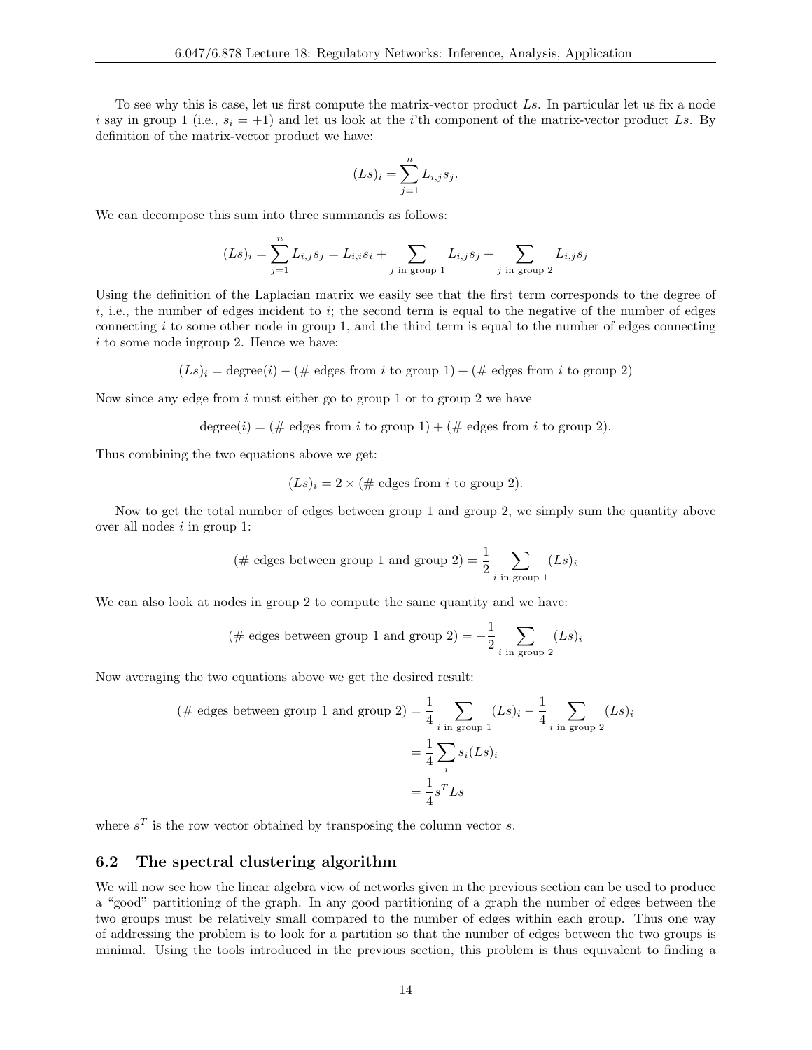To see why this is case, let us first compute the matrix-vector product $Ls$. In particular let us fix a node $i$ say in group 1 (i.e., $s_i = +1$) and let us look at the $i$'th component of the matrix-vector product $Ls$. By definition of the matrix-vector product we have:

$$(Ls)_i = \sum_{j=1}^{n} L_{i,j} s_j.$$

We can decompose this sum into three summands as follows:

$$(Ls)_i = \sum_{j=1}^{n} L_{i,j} s_j = L_{i,i} s_i + \sum_{j \text{ in group 1}} L_{i,j} s_j + \sum_{j \text{ in group 2}} L_{i,j} s_j$$

Using the definition of the Laplacian matrix we easily see that the first term corresponds to the degree of $i$, i.e., the number of edges incident to $i$; the second term is equal to the negative of the number of edges connecting $i$ to some other node in group 1, and the third term is equal to the number of edges connecting $i$ to some node ingroup 2. Hence we have:

$$(Ls)_i = \text{degree}(i) - (\text{\# edges from } i \text{ to group 1}) + (\text{\# edges from } i \text{ to group 2})$$

Now since any edge from $i$ must either go to group 1 or to group 2 we have

$$\text{degree}(i) = (\text{\# edges from } i \text{ to group 1}) + (\text{\# edges from } i \text{ to group 2}).$$

Thus combining the two equations above we get:

$$(Ls)_i = 2 \times (\text{\# edges from } i \text{ to group 2}).$$

Now to get the total number of edges between group 1 and group 2, we simply sum the quantity above over all nodes $i$ in group 1:

$$(\text{\# edges between group 1 and group 2}) = \frac{1}{2} \sum_{i \text{ in group 1}} (Ls)_i$$

We can also look at nodes in group 2 to compute the same quantity and we have:

$$(\text{\# edges between group 1 and group 2}) = -\frac{1}{2} \sum_{i \text{ in group 2}} (Ls)_i$$

Now averaging the two equations above we get the desired result:

$$\begin{aligned}
(\text{\# edges between group 1 and group 2}) &= \frac{1}{4} \sum_{i \text{ in group 1}} (Ls)_i - \frac{1}{4} \sum_{i \text{ in group 2}} (Ls)_i \\
&= \frac{1}{4} \sum_i s_i (Ls)_i \\
&= \frac{1}{4} s^T L s
\end{aligned}$$

where $s^T$ is the row vector obtained by transposing the column vector $s$.

## 6.2 The spectral clustering algorithm

We will now see how the linear algebra view of networks given in the previous section can be used to produce a "good" partitioning of the graph. In any good partitioning of a graph the number of edges between the two groups must be relatively small compared to the number of edges within each group. Thus one way of addressing the problem is to look for a partition so that the number of edges between the two groups is minimal. Using the tools introduced in the previous section, this problem is thus equivalent to finding a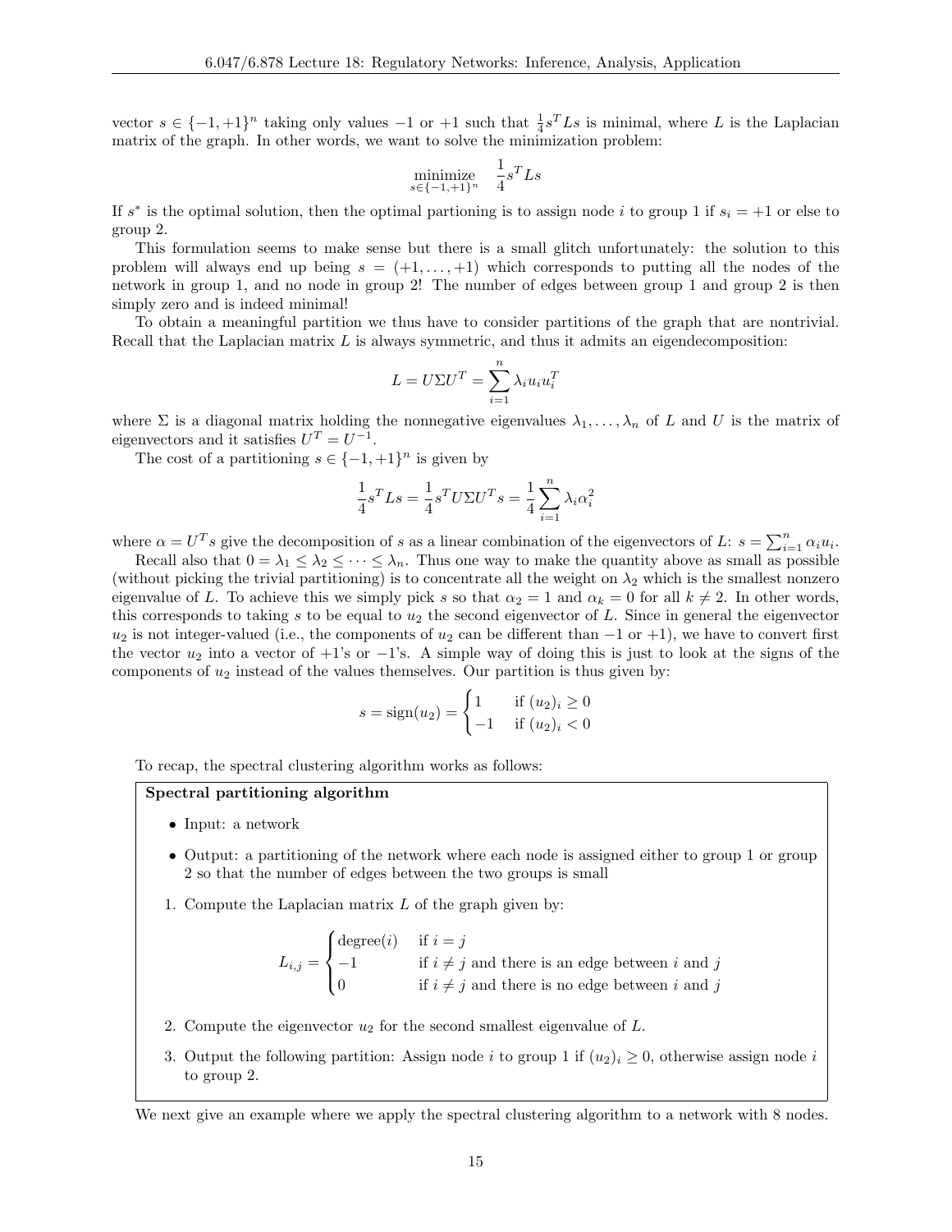vector $s \in \{-1,+1\}^n$ taking only values $-1$ or $+1$ such that $\frac{1}{4}s^T Ls$ is minimal, where $L$ is the Laplacian matrix of the graph. In other words, we want to solve the minimization problem:

$$\underset{s \in \{-1,+1\}^n}{\text{minimize}} \quad \frac{1}{4}s^T Ls$$

If $s^*$ is the optimal solution, then the optimal partioning is to assign node $i$ to group 1 if $s_i = +1$ or else to group 2.

This formulation seems to make sense but there is a small glitch unfortunately: the solution to this problem will always end up being $s = (+1, \dots, +1)$ which corresponds to putting all the nodes of the network in group 1, and no node in group 2! The number of edges between group 1 and group 2 is then simply zero and is indeed minimal!

To obtain a meaningful partition we thus have to consider partitions of the graph that are nontrivial. Recall that the Laplacian matrix $L$ is always symmetric, and thus it admits an eigendecomposition:

$$L = U\Sigma U^T = \sum_{i=1}^{n} \lambda_i u_i u_i^T$$

where $\Sigma$ is a diagonal matrix holding the nonnegative eigenvalues $\lambda_1, \dots, \lambda_n$ of $L$ and $U$ is the matrix of eigenvectors and it satisfies $U^T = U^{-1}$.

The cost of a partitioning $s \in \{-1,+1\}^n$ is given by

$$\frac{1}{4}s^T Ls = \frac{1}{4}s^T U\Sigma U^T s = \frac{1}{4}\sum_{i=1}^{n} \lambda_i \alpha_i^2$$

where $\alpha = U^T s$ give the decomposition of $s$ as a linear combination of the eigenvectors of $L$: $s = \sum_{i=1}^{n} \alpha_i u_i$.

Recall also that $0 = \lambda_1 \leq \lambda_2 \leq \cdots \leq \lambda_n$. Thus one way to make the quantity above as small as possible (without picking the trivial partitioning) is to concentrate all the weight on $\lambda_2$ which is the smallest nonzero eigenvalue of $L$. To achieve this we simply pick $s$ so that $\alpha_2 = 1$ and $\alpha_k = 0$ for all $k \neq 2$. In other words, this corresponds to taking $s$ to be equal to $u_2$ the second eigenvector of $L$. Since in general the eigenvector $u_2$ is not integer-valued (i.e., the components of $u_2$ can be different than $-1$ or $+1$), we have to convert first the vector $u_2$ into a vector of $+1$'s or $-1$'s. A simple way of doing this is just to look at the signs of the components of $u_2$ instead of the values themselves. Our partition is thus given by:

$$s = \text{sign}(u_2) = \begin{cases} 1 & \text{if } (u_2)_i \geq 0 \\ -1 & \text{if } (u_2)_i < 0 \end{cases}$$

To recap, the spectral clustering algorithm works as follows:

**Spectral partitioning algorithm**

- Input: a network
- Output: a partitioning of the network where each node is assigned either to group 1 or group 2 so that the number of edges between the two groups is small

1. Compute the Laplacian matrix $L$ of the graph given by:

$$L_{i,j} = \begin{cases} \text{degree}(i) & \text{if } i = j \\ -1 & \text{if } i \neq j \text{ and there is an edge between } i \text{ and } j \\ 0 & \text{if } i \neq j \text{ and there is no edge between } i \text{ and } j \end{cases}$$

2. Compute the eigenvector $u_2$ for the second smallest eigenvalue of $L$.
3. Output the following partition: Assign node $i$ to group 1 if $(u_2)_i \geq 0$, otherwise assign node $i$ to group 2.

We next give an example where we apply the spectral clustering algorithm to a network with 8 nodes.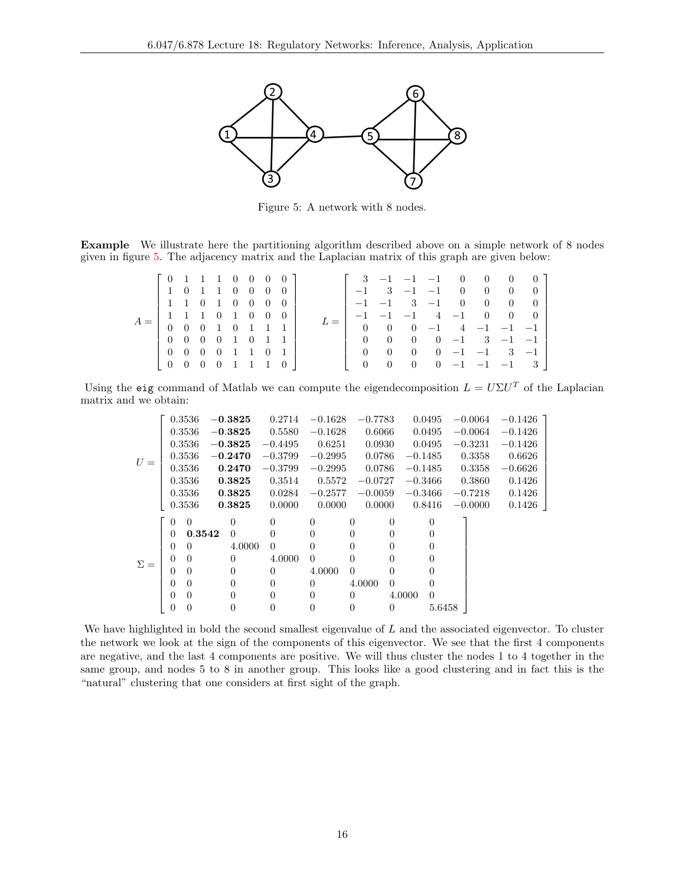Figure 5: A network with 8 nodes.

**Example** We illustrate here the partitioning algorithm described above on a simple network of 8 nodes given in figure 5. The adjacency matrix and the Laplacian matrix of this graph are given below:

$$A = \begin{bmatrix} 0 & 1 & 1 & 1 & 0 & 0 & 0 & 0 \\ 1 & 0 & 1 & 1 & 0 & 0 & 0 & 0 \\ 1 & 1 & 0 & 1 & 0 & 0 & 0 & 0 \\ 1 & 1 & 1 & 0 & 1 & 0 & 0 & 0 \\ 0 & 0 & 0 & 1 & 0 & 1 & 1 & 1 \\ 0 & 0 & 0 & 0 & 1 & 0 & 1 & 1 \\ 0 & 0 & 0 & 0 & 1 & 1 & 0 & 1 \\ 0 & 0 & 0 & 0 & 1 & 1 & 1 & 0 \end{bmatrix} \qquad L = \begin{bmatrix} 3 & -1 & -1 & -1 & 0 & 0 & 0 & 0 \\ -1 & 3 & -1 & -1 & 0 & 0 & 0 & 0 \\ -1 & -1 & 3 & -1 & 0 & 0 & 0 & 0 \\ -1 & -1 & -1 & 4 & -1 & 0 & 0 & 0 \\ 0 & 0 & 0 & -1 & 4 & -1 & -1 & -1 \\ 0 & 0 & 0 & 0 & -1 & 3 & -1 & -1 \\ 0 & 0 & 0 & 0 & -1 & -1 & 3 & -1 \\ 0 & 0 & 0 & 0 & -1 & -1 & -1 & 3 \end{bmatrix}$$

Using the `eig` command of Matlab we can compute the eigendecomposition $L = U\Sigma U^T$ of the Laplacian matrix and we obtain:

$$U = \begin{bmatrix} 0.3536 & \mathbf{-0.3825} & 0.2714 & -0.1628 & -0.7783 & 0.0495 & -0.0064 & -0.1426 \\ 0.3536 & \mathbf{-0.3825} & 0.5580 & -0.1628 & 0.6066 & 0.0495 & -0.0064 & -0.1426 \\ 0.3536 & \mathbf{-0.3825} & -0.4495 & 0.6251 & 0.0930 & 0.0495 & -0.3231 & -0.1426 \\ 0.3536 & \mathbf{-0.2470} & -0.3799 & -0.2995 & 0.0786 & -0.1485 & 0.3358 & 0.6626 \\ 0.3536 & \mathbf{0.2470} & -0.3799 & -0.2995 & 0.0786 & -0.1485 & 0.3358 & -0.6626 \\ 0.3536 & \mathbf{0.3825} & 0.3514 & 0.5572 & -0.0727 & -0.3466 & 0.3860 & 0.1426 \\ 0.3536 & \mathbf{0.3825} & 0.0284 & -0.2577 & -0.0059 & -0.3466 & -0.7218 & 0.1426 \\ 0.3536 & \mathbf{0.3825} & 0.0000 & 0.0000 & 0.0000 & 0.8416 & -0.0000 & 0.1426 \end{bmatrix}$$

$$\Sigma = \begin{bmatrix} 0 & 0 & 0 & 0 & 0 & 0 & 0 & 0 \\ 0 & \mathbf{0.3542} & 0 & 0 & 0 & 0 & 0 & 0 \\ 0 & 0 & 4.0000 & 0 & 0 & 0 & 0 & 0 \\ 0 & 0 & 0 & 4.0000 & 0 & 0 & 0 & 0 \\ 0 & 0 & 0 & 0 & 4.0000 & 0 & 0 & 0 \\ 0 & 0 & 0 & 0 & 0 & 4.0000 & 0 & 0 \\ 0 & 0 & 0 & 0 & 0 & 0 & 4.0000 & 0 \\ 0 & 0 & 0 & 0 & 0 & 0 & 0 & 5.6458 \end{bmatrix}$$

We have highlighted in bold the second smallest eigenvalue of $L$ and the associated eigenvector. To cluster the network we look at the sign of the components of this eigenvector. We see that the first 4 components are negative, and the last 4 components are positive. We will thus cluster the nodes 1 to 4 together in the same group, and nodes 5 to 8 in another group. This looks like a good clustering and in fact this is the "natural" clustering that one considers at first sight of the graph.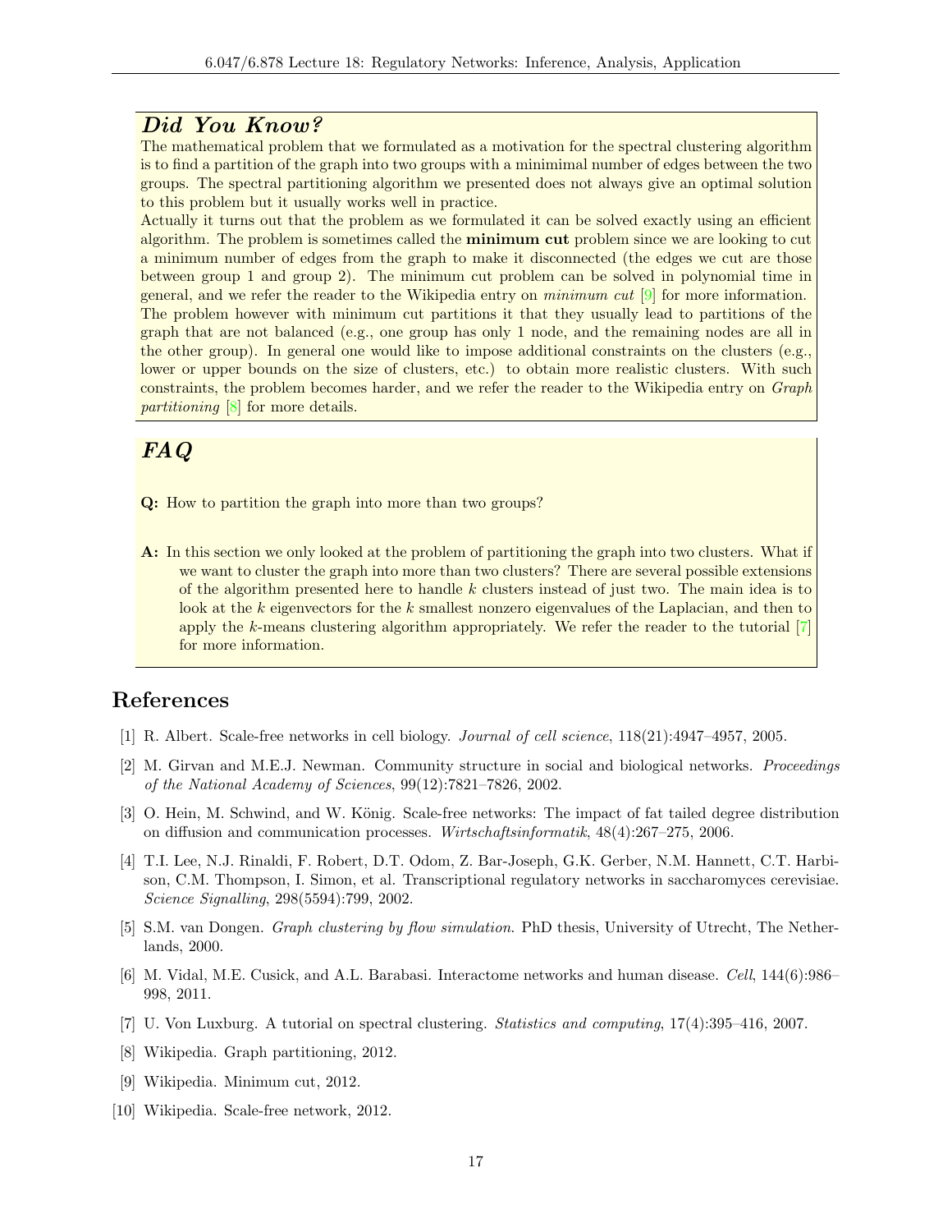### *Did You Know?*

The mathematical problem that we formulated as a motivation for the spectral clustering algorithm is to find a partition of the graph into two groups with a miminimal number of edges between the two groups. The spectral partitioning algorithm we presented does not always give an optimal solution to this problem but it usually works well in practice.

Actually it turns out that the problem as we formulated it can be solved exactly using an efficient algorithm. The problem is sometimes called the **minimum cut** problem since we are looking to cut a minimum number of edges from the graph to make it disconnected (the edges we cut are those between group 1 and group 2). The minimum cut problem can be solved in polynomial time in general, and we refer the reader to the Wikipedia entry on *minimum cut* [9] for more information.

The problem however with minimum cut partitions it that they usually lead to partitions of the graph that are not balanced (e.g., one group has only 1 node, and the remaining nodes are all in the other group). In general one would like to impose additional constraints on the clusters (e.g., lower or upper bounds on the size of clusters, etc.) to obtain more realistic clusters. With such constraints, the problem becomes harder, and we refer the reader to the Wikipedia entry on *Graph partitioning* [8] for more details.

### *FAQ*

**Q:** How to partition the graph into more than two groups?

**A:** In this section we only looked at the problem of partitioning the graph into two clusters. What if we want to cluster the graph into more than two clusters? There are several possible extensions of the algorithm presented here to handle $k$ clusters instead of just two. The main idea is to look at the $k$ eigenvectors for the $k$ smallest nonzero eigenvalues of the Laplacian, and then to apply the $k$-means clustering algorithm appropriately. We refer the reader to the tutorial [7] for more information.

## References

[1] R. Albert. Scale-free networks in cell biology. *Journal of cell science*, 118(21):4947–4957, 2005.

[2] M. Girvan and M.E.J. Newman. Community structure in social and biological networks. *Proceedings of the National Academy of Sciences*, 99(12):7821–7826, 2002.

[3] O. Hein, M. Schwind, and W. König. Scale-free networks: The impact of fat tailed degree distribution on diffusion and communication processes. *Wirtschaftsinformatik*, 48(4):267–275, 2006.

[4] T.I. Lee, N.J. Rinaldi, F. Robert, D.T. Odom, Z. Bar-Joseph, G.K. Gerber, N.M. Hannett, C.T. Harbison, C.M. Thompson, I. Simon, et al. Transcriptional regulatory networks in saccharomyces cerevisiae. *Science Signalling*, 298(5594):799, 2002.

[5] S.M. van Dongen. *Graph clustering by flow simulation*. PhD thesis, University of Utrecht, The Netherlands, 2000.

[6] M. Vidal, M.E. Cusick, and A.L. Barabasi. Interactome networks and human disease. *Cell*, 144(6):986–998, 2011.

[7] U. Von Luxburg. A tutorial on spectral clustering. *Statistics and computing*, 17(4):395–416, 2007.

[8] Wikipedia. Graph partitioning, 2012.

[9] Wikipedia. Minimum cut, 2012.

[10] Wikipedia. Scale-free network, 2012.